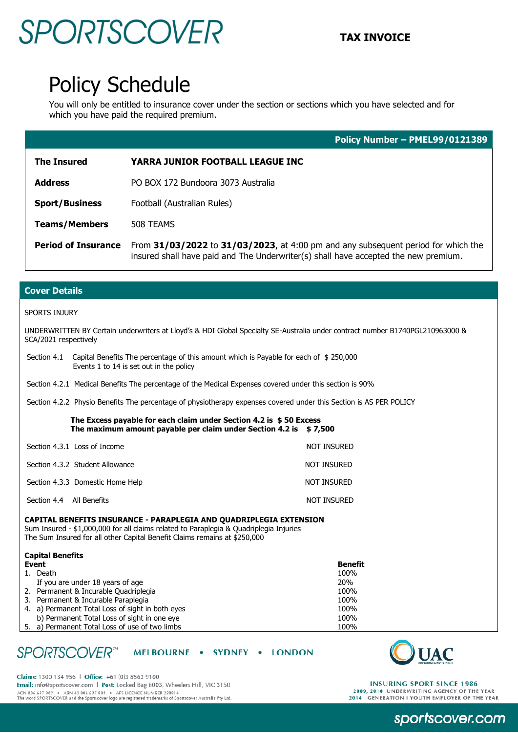SPORTSCOVER

**TAX INVOICE**

# Policy Schedule

You will only be entitled to insurance cover under the section or sections which you have selected and for which you have paid the required premium.

**Policy Number – PMEL99/0121389**

| | |
|---|---|
| **The Insured** | **YARRA JUNIOR FOOTBALL LEAGUE INC** |
| **Address** | PO BOX 172 Bundoora 3073 Australia |
| **Sport/Business** | Football (Australian Rules) |
| **Teams/Members** | 508 TEAMS |
| **Period of Insurance** | From **31/03/2022** to **31/03/2023**, at 4:00 pm and any subsequent period for which the insured shall have paid and The Underwriter(s) shall have accepted the new premium. |

## Cover Details

SPORTS INJURY

UNDERWRITTEN BY Certain underwriters at Lloyd's & HDI Global Specialty SE-Australia under contract number B1740PGL210963000 & SCA/2021 respectively

Section 4.1 Capital Benefits The percentage of this amount which is Payable for each of Events 1 to 14 is set out in the policy $ 250,000

Section 4.2.1 Medical Benefits The percentage of the Medical Expenses covered under this section is 90%

Section 4.2.2 Physio Benefits The percentage of physiotherapy expenses covered under this Section is AS PER POLICY

**The Excess payable for each claim under Section 4.2 is $ 50 Excess**
**The maximum amount payable per claim under Section 4.2 is $ 7,500**

| | |
|---|---|
| Section 4.3.1 Loss of Income | NOT INSURED |
| Section 4.3.2 Student Allowance | NOT INSURED |
| Section 4.3.3 Domestic Home Help | NOT INSURED |
| Section 4.4 All Benefits | NOT INSURED |

**CAPITAL BENEFITS INSURANCE - PARAPLEGIA AND QUADRIPLEGIA EXTENSION**
Sum Insured - $1,000,000 for all claims related to Paraplegia & Quadriplegia Injuries
The Sum Insured for all other Capital Benefit Claims remains at $250,000

**Capital Benefits**

| **Event** | **Benefit** |
|---|---|
| 1. Death | 100% |
| If you are under 18 years of age | 20% |
| 2. Permanent & Incurable Quadriplegia | 100% |
| 3. Permanent & Incurable Paraplegia | 100% |
| 4. a) Permanent Total Loss of sight in both eyes | 100% |
| b) Permanent Total Loss of sight in one eye | 100% |
| 5. a) Permanent Total Loss of use of two limbs | 100% |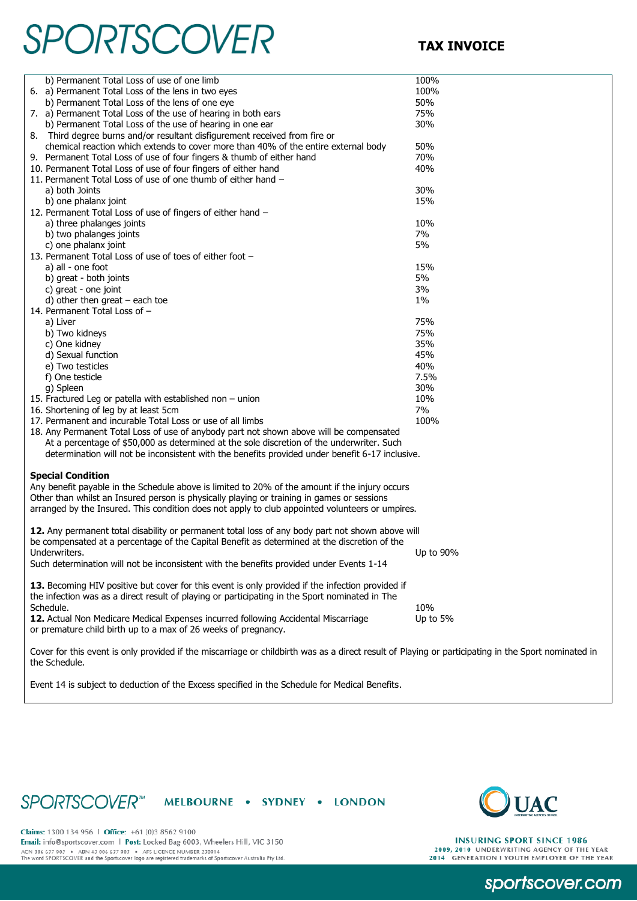# SPORTSCOVER

**TAX INVOICE**

| Benefit | % |
|---|---|
| b) Permanent Total Loss of use of one limb | 100% |
| 6. a) Permanent Total Loss of the lens in two eyes | 100% |
| b) Permanent Total Loss of the lens of one eye | 50% |
| 7. a) Permanent Total Loss of the use of hearing in both ears | 75% |
| b) Permanent Total Loss of the use of hearing in one ear | 30% |
| 8. Third degree burns and/or resultant disfigurement received from fire or chemical reaction which extends to cover more than 40% of the entire external body | 50% |
| 9. Permanent Total Loss of use of four fingers & thumb of either hand | 70% |
| 10. Permanent Total Loss of use of four fingers of either hand | 40% |
| 11. Permanent Total Loss of use of one thumb of either hand – | |
| a) both Joints | 30% |
| b) one phalanx joint | 15% |
| 12. Permanent Total Loss of use of fingers of either hand – | |
| a) three phalanges joints | 10% |
| b) two phalanges joints | 7% |
| c) one phalanx joint | 5% |
| 13. Permanent Total Loss of use of toes of either foot – | |
| a) all - one foot | 15% |
| b) great - both joints | 5% |
| c) great - one joint | 3% |
| d) other then great – each toe | 1% |
| 14. Permanent Total Loss of – | |
| a) Liver | 75% |
| b) Two kidneys | 75% |
| c) One kidney | 35% |
| d) Sexual function | 45% |
| e) Two testicles | 40% |
| f) One testicle | 7.5% |
| g) Spleen | 30% |
| 15. Fractured Leg or patella with established non – union | 10% |
| 16. Shortening of leg by at least 5cm | 7% |
| 17. Permanent and incurable Total Loss or use of all limbs | 100% |

18. Any Permanent Total Loss of use of anybody part not shown above will be compensated At a percentage of $50,000 as determined at the sole discretion of the underwriter. Such determination will not be inconsistent with the benefits provided under benefit 6-17 inclusive.

**Special Condition**

Any benefit payable in the Schedule above is limited to 20% of the amount if the injury occurs Other than whilst an Insured person is physically playing or training in games or sessions arranged by the Insured. This condition does not apply to club appointed volunteers or umpires.

**12.** Any permanent total disability or permanent total loss of any body part not shown above will be compensated at a percentage of the Capital Benefit as determined at the discretion of the Underwriters. — Up to 90%

Such determination will not be inconsistent with the benefits provided under Events 1-14

**13.** Becoming HIV positive but cover for this event is only provided if the infection provided if the infection was as a direct result of playing or participating in the Sport nominated in The Schedule. — 10%

**12.** Actual Non Medicare Medical Expenses incurred following Accidental Miscarriage or premature child birth up to a max of 26 weeks of pregnancy. — Up to 5%

Cover for this event is only provided if the miscarriage or childbirth was as a direct result of Playing or participating in the Sport nominated in the Schedule.

Event 14 is subject to deduction of the Excess specified in the Schedule for Medical Benefits.

SPORTSCOVER™ MELBOURNE • SYDNEY • LONDON

**Claims:** 1300 134 956 | **Office:** +61 (0)3 8562 9100
**Email:** info@sportscover.com | **Post:** Locked Bag 6003, Wheelers Hill, VIC 3150
ACN 006 637 903 • ABN 43 006 637 903 • AFS LICENCE NUMBER 230914
The word SPORTSCOVER and the Sportscover logo are registered trademarks of Sportscover Australia Pty Ltd.

UAC

INSURING SPORT SINCE 1986
2009, 2010 UNDERWRITING AGENCY OF THE YEAR
2014 GENERATION I YOUTH EMPLOYER OF THE YEAR

sportscover.com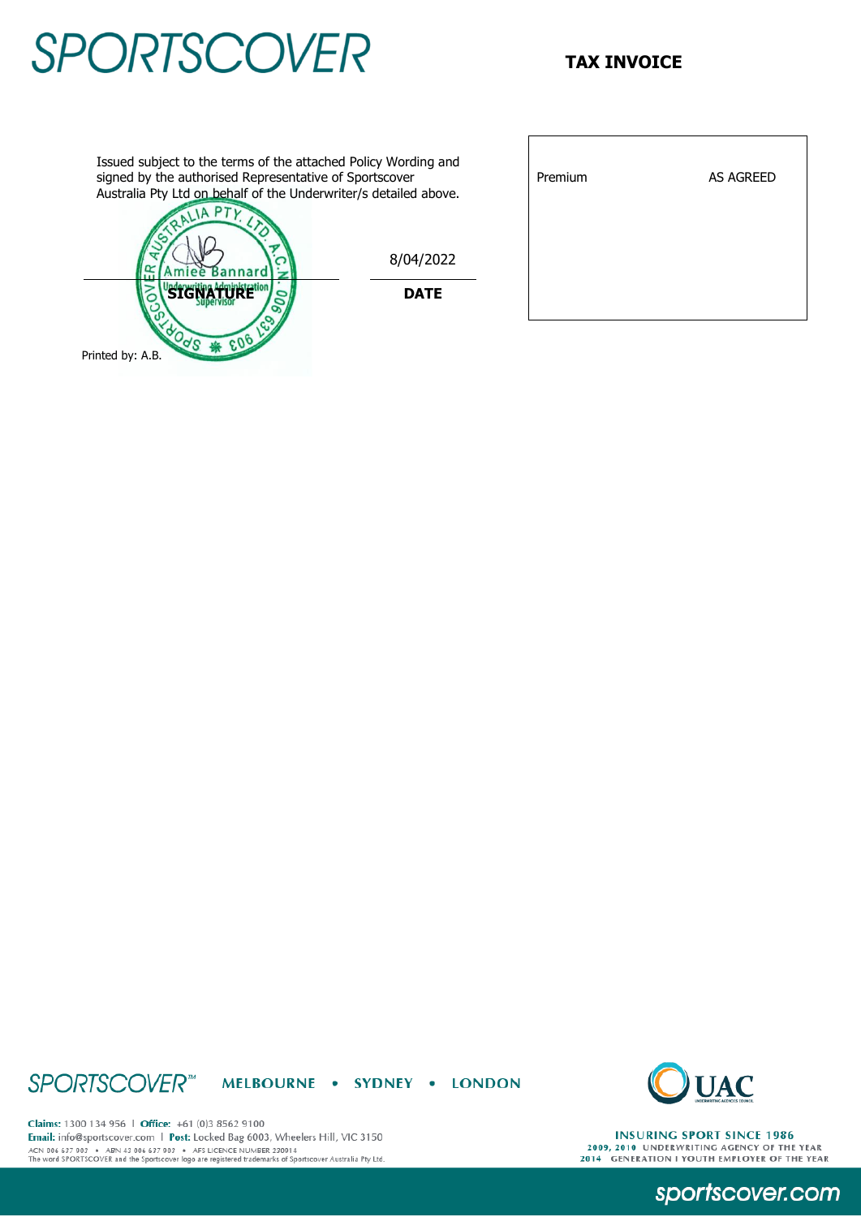# SPORTSCOVER

**TAX INVOICE**

Issued subject to the terms of the attached Policy Wording and signed by the authorised Representative of Sportscover Australia Pty Ltd on behalf of the Underwriter/s detailed above.

| | |
|---|---|
| Premium | AS AGREED |

SPORTSCOVER AUSTRALIA PTY. LTD. A.C.N. 006 637 903

Amiee Bannard

Underwriting Administration Supervisor

**SIGNATURE**

8/04/2022

**DATE**

Printed by: A.B.

SPORTSCOVER™ MELBOURNE • SYDNEY • LONDON

**Claims:** 1300 134 956 | **Office:** +61 (0)3 8562 9100

**Email:** info@sportscover.com | **Post:** Locked Bag 6003, Wheelers Hill, VIC 3150

ACN 006 637 903 • ABN 43 006 637 903 • AFS LICENCE NUMBER 230914

The word SPORTSCOVER and the Sportscover logo are registered trademarks of Sportscover Australia Pty Ltd.

UAC

INSURING SPORT SINCE 1986

2009, 2010 UNDERWRITING AGENCY OF THE YEAR

2014 GENERATION I YOUTH EMPLOYER OF THE YEAR

sportscover.com